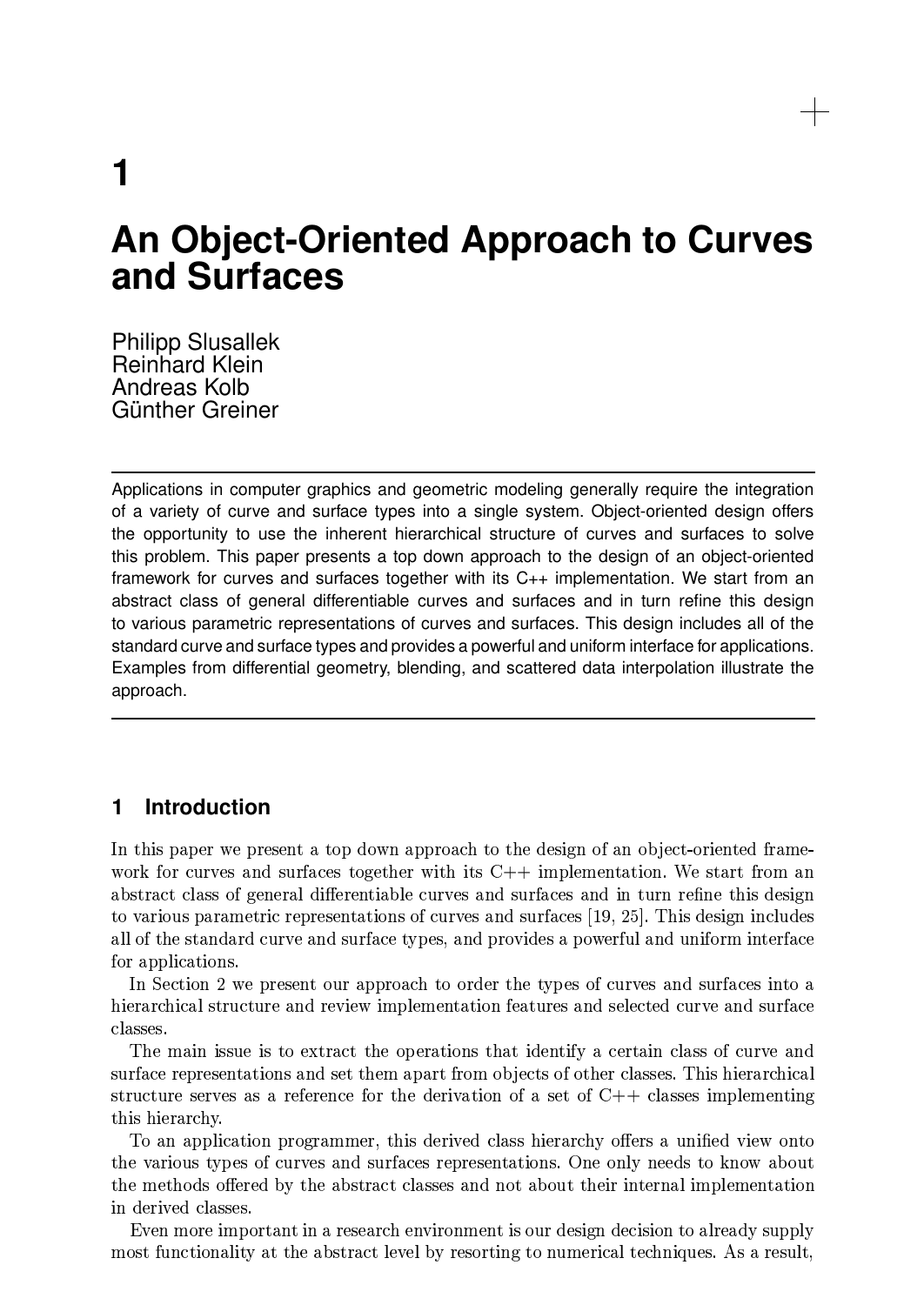# 1

# An Object-Oriented Approach to Curves and Surfaces

Philipp Slusallek
Reinhard Klein
Andreas Kolb
Günther Greiner

---

Applications in computer graphics and geometric modeling generally require the integration of a variety of curve and surface types into a single system. Object-oriented design offers the opportunity to use the inherent hierarchical structure of curves and surfaces to solve this problem. This paper presents a top down approach to the design of an object-oriented framework for curves and surfaces together with its C++ implementation. We start from an abstract class of general differentiable curves and surfaces and in turn refine this design to various parametric representations of curves and surfaces. This design includes all of the standard curve and surface types and provides a powerful and uniform interface for applications. Examples from differential geometry, blending, and scattered data interpolation illustrate the approach.

---

## 1 Introduction

In this paper we present a top down approach to the design of an object-oriented framework for curves and surfaces together with its C++ implementation. We start from an abstract class of general differentiable curves and surfaces and in turn refine this design to various parametric representations of curves and surfaces [19, 25]. This design includes all of the standard curve and surface types, and provides a powerful and uniform interface for applications.

In Section 2 we present our approach to order the types of curves and surfaces into a hierarchical structure and review implementation features and selected curve and surface classes.

The main issue is to extract the operations that identify a certain class of curve and surface representations and set them apart from objects of other classes. This hierarchical structure serves as a reference for the derivation of a set of C++ classes implementing this hierarchy.

To an application programmer, this derived class hierarchy offers a unified view onto the various types of curves and surfaces representations. One only needs to know about the methods offered by the abstract classes and not about their internal implementation in derived classes.

Even more important in a research environment is our design decision to already supply most functionality at the abstract level by resorting to numerical techniques. As a result,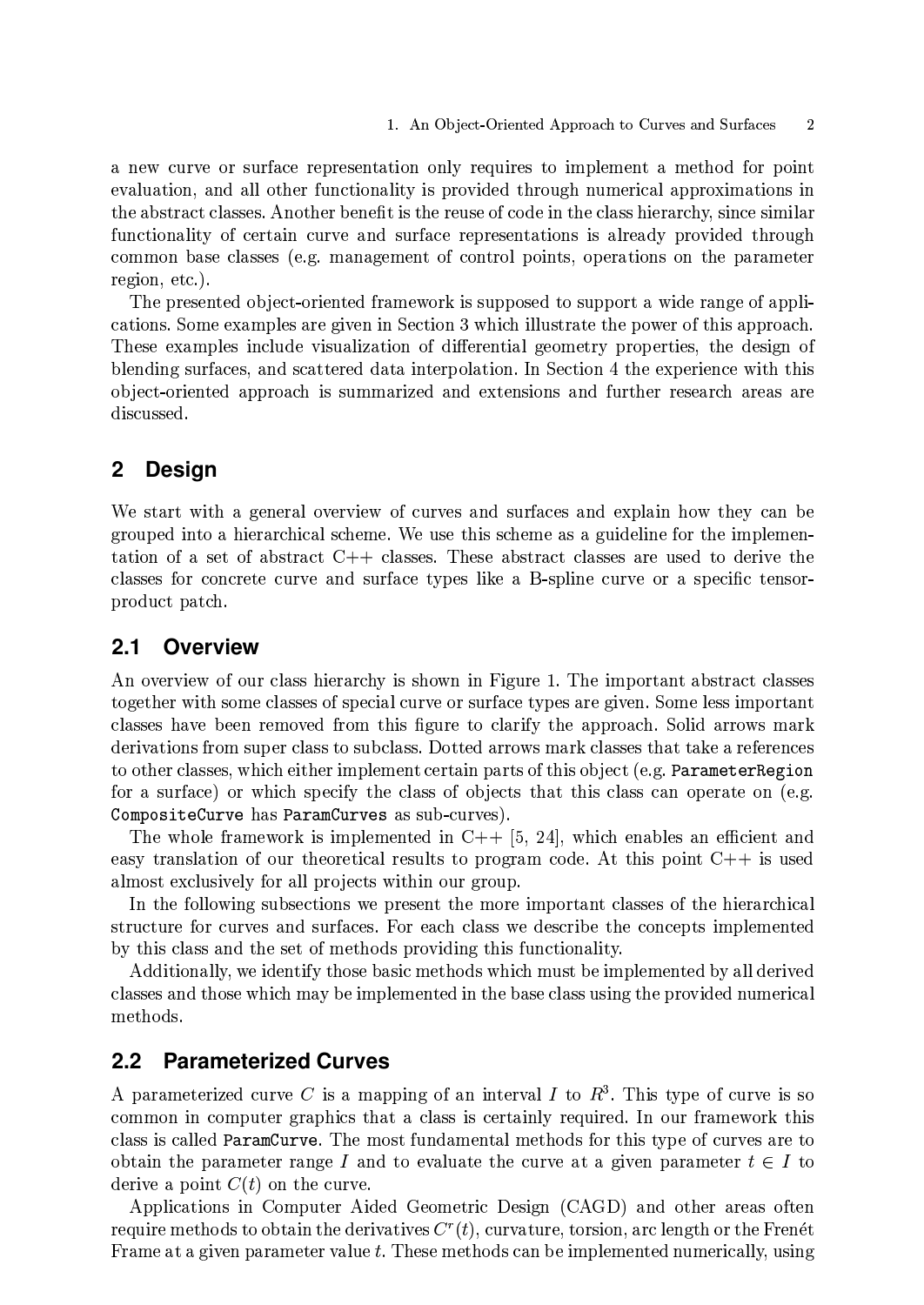a new curve or surface representation only requires to implement a method for point evaluation, and all other functionality is provided through numerical approximations in the abstract classes. Another benefit is the reuse of code in the class hierarchy, since similar functionality of certain curve and surface representations is already provided through common base classes (e.g. management of control points, operations on the parameter region, etc.).

The presented object-oriented framework is supposed to support a wide range of applications. Some examples are given in Section 3 which illustrate the power of this approach. These examples include visualization of differential geometry properties, the design of blending surfaces, and scattered data interpolation. In Section 4 the experience with this object-oriented approach is summarized and extensions and further research areas are discussed.

## 2 Design

We start with a general overview of curves and surfaces and explain how they can be grouped into a hierarchical scheme. We use this scheme as a guideline for the implementation of a set of abstract C++ classes. These abstract classes are used to derive the classes for concrete curve and surface types like a B-spline curve or a specific tensor-product patch.

### 2.1 Overview

An overview of our class hierarchy is shown in Figure 1. The important abstract classes together with some classes of special curve or surface types are given. Some less important classes have been removed from this figure to clarify the approach. Solid arrows mark derivations from super class to subclass. Dotted arrows mark classes that take a references to other classes, which either implement certain parts of this object (e.g. `ParameterRegion` for a surface) or which specify the class of objects that this class can operate on (e.g. `CompositeCurve` has `ParamCurves` as sub-curves).

The whole framework is implemented in C++ [5, 24], which enables an efficient and easy translation of our theoretical results to program code. At this point C++ is used almost exclusively for all projects within our group.

In the following subsections we present the more important classes of the hierarchical structure for curves and surfaces. For each class we describe the concepts implemented by this class and the set of methods providing this functionality.

Additionally, we identify those basic methods which must be implemented by all derived classes and those which may be implemented in the base class using the provided numerical methods.

### 2.2 Parameterized Curves

A parameterized curve $C$ is a mapping of an interval $I$ to $R^3$. This type of curve is so common in computer graphics that a class is certainly required. In our framework this class is called `ParamCurve`. The most fundamental methods for this type of curves are to obtain the parameter range $I$ and to evaluate the curve at a given parameter $t \in I$ to derive a point $C(t)$ on the curve.

Applications in Computer Aided Geometric Design (CAGD) and other areas often require methods to obtain the derivatives $C^r(t)$, curvature, torsion, arc length or the Frenét Frame at a given parameter value $t$. These methods can be implemented numerically, using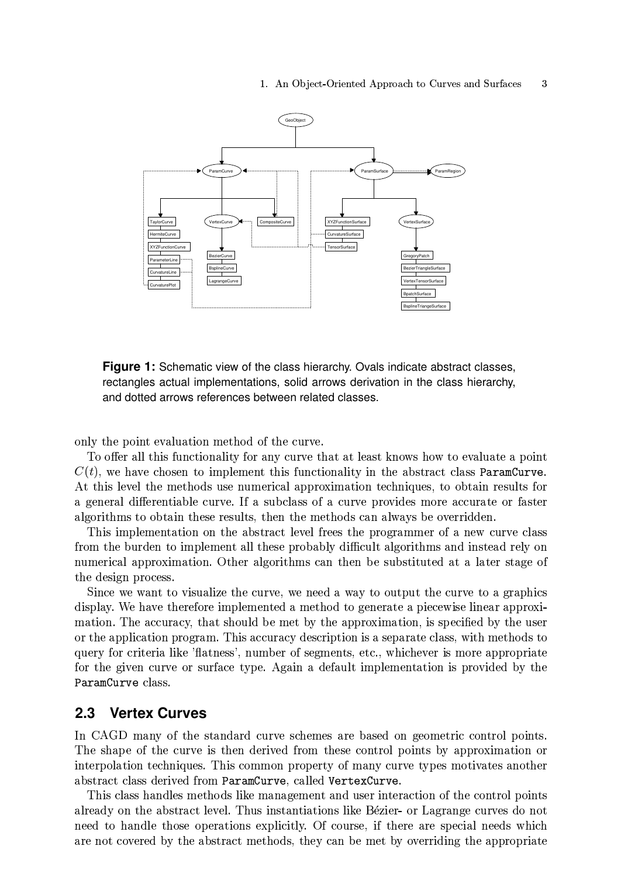**Figure 1:** Schematic view of the class hierarchy. Ovals indicate abstract classes, rectangles actual implementations, solid arrows derivation in the class hierarchy, and dotted arrows references between related classes.

only the point evaluation method of the curve.

To offer all this functionality for any curve that at least knows how to evaluate a point $C(t)$, we have chosen to implement this functionality in the abstract class `ParamCurve`. At this level the methods use numerical approximation techniques, to obtain results for a general differentiable curve. If a subclass of a curve provides more accurate or faster algorithms to obtain these results, then the methods can always be overridden.

This implementation on the abstract level frees the programmer of a new curve class from the burden to implement all these probably difficult algorithms and instead rely on numerical approximation. Other algorithms can then be substituted at a later stage of the design process.

Since we want to visualize the curve, we need a way to output the curve to a graphics display. We have therefore implemented a method to generate a piecewise linear approximation. The accuracy, that should be met by the approximation, is specified by the user or the application program. This accuracy description is a separate class, with methods to query for criteria like 'flatness', number of segments, etc., whichever is more appropriate for the given curve or surface type. Again a default implementation is provided by the `ParamCurve` class.

## 2.3 Vertex Curves

In CAGD many of the standard curve schemes are based on geometric control points. The shape of the curve is then derived from these control points by approximation or interpolation techniques. This common property of many curve types motivates another abstract class derived from `ParamCurve`, called `VertexCurve`.

This class handles methods like management and user interaction of the control points already on the abstract level. Thus instantiations like Bézier- or Lagrange curves do not need to handle those operations explicitly. Of course, if there are special needs which are not covered by the abstract methods, they can be met by overriding the appropriate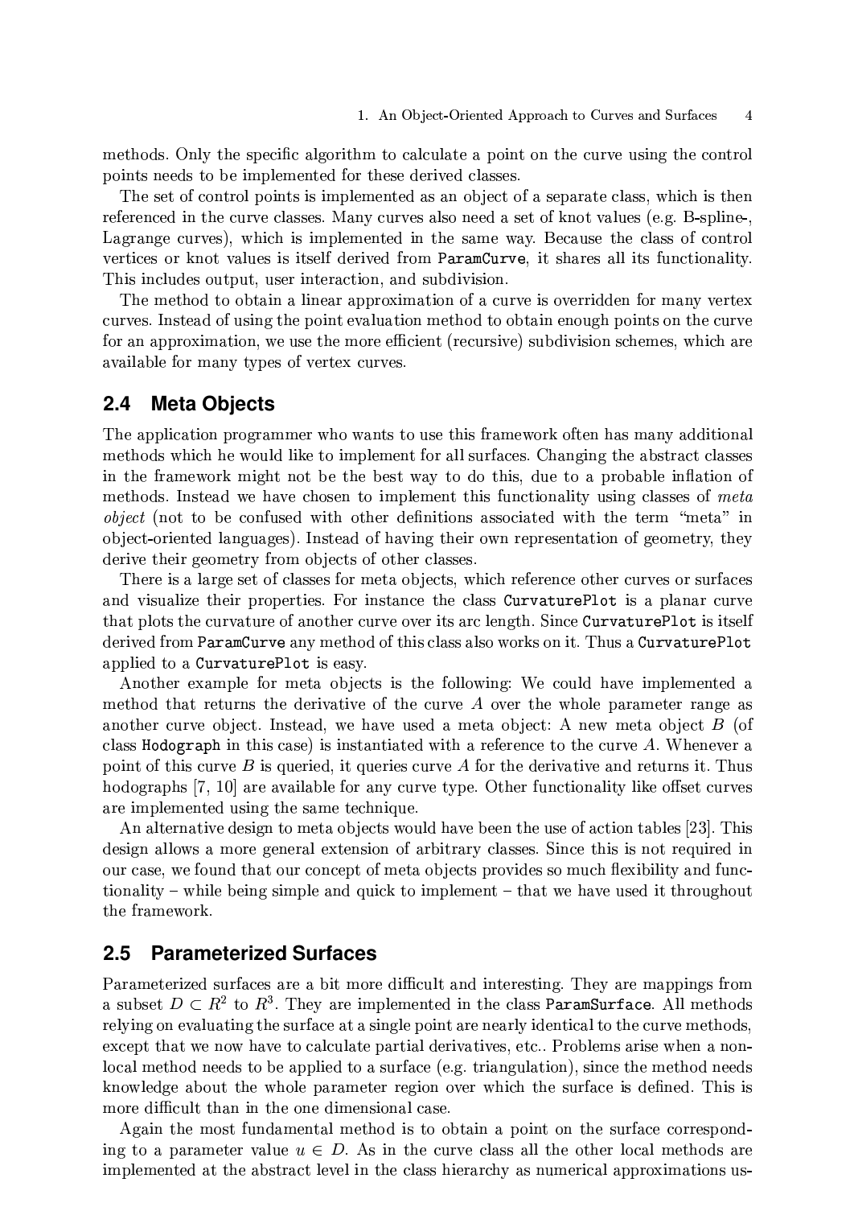methods. Only the specific algorithm to calculate a point on the curve using the control points needs to be implemented for these derived classes.

The set of control points is implemented as an object of a separate class, which is then referenced in the curve classes. Many curves also need a set of knot values (e.g. B-spline-, Lagrange curves), which is implemented in the same way. Because the class of control vertices or knot values is itself derived from `ParamCurve`, it shares all its functionality. This includes output, user interaction, and subdivision.

The method to obtain a linear approximation of a curve is overridden for many vertex curves. Instead of using the point evaluation method to obtain enough points on the curve for an approximation, we use the more efficient (recursive) subdivision schemes, which are available for many types of vertex curves.

## 2.4 Meta Objects

The application programmer who wants to use this framework often has many additional methods which he would like to implement for all surfaces. Changing the abstract classes in the framework might not be the best way to do this, due to a probable inflation of methods. Instead we have chosen to implement this functionality using classes of *meta object* (not to be confused with other definitions associated with the term "meta" in object-oriented languages). Instead of having their own representation of geometry, they derive their geometry from objects of other classes.

There is a large set of classes for meta objects, which reference other curves or surfaces and visualize their properties. For instance the class `CurvaturePlot` is a planar curve that plots the curvature of another curve over its arc length. Since `CurvaturePlot` is itself derived from `ParamCurve` any method of this class also works on it. Thus a `CurvaturePlot` applied to a `CurvaturePlot` is easy.

Another example for meta objects is the following: We could have implemented a method that returns the derivative of the curve $A$ over the whole parameter range as another curve object. Instead, we have used a meta object: A new meta object $B$ (of class `Hodograph` in this case) is instantiated with a reference to the curve $A$. Whenever a point of this curve $B$ is queried, it queries curve $A$ for the derivative and returns it. Thus hodographs [7, 10] are available for any curve type. Other functionality like offset curves are implemented using the same technique.

An alternative design to meta objects would have been the use of action tables [23]. This design allows a more general extension of arbitrary classes. Since this is not required in our case, we found that our concept of meta objects provides so much flexibility and functionality – while being simple and quick to implement – that we have used it throughout the framework.

## 2.5 Parameterized Surfaces

Parameterized surfaces are a bit more difficult and interesting. They are mappings from a subset $D \subset R^2$ to $R^3$. They are implemented in the class `ParamSurface`. All methods relying on evaluating the surface at a single point are nearly identical to the curve methods, except that we now have to calculate partial derivatives, etc.. Problems arise when a non-local method needs to be applied to a surface (e.g. triangulation), since the method needs knowledge about the whole parameter region over which the surface is defined. This is more difficult than in the one dimensional case.

Again the most fundamental method is to obtain a point on the surface corresponding to a parameter value $u \in D$. As in the curve class all the other local methods are implemented at the abstract level in the class hierarchy as numerical approximations us-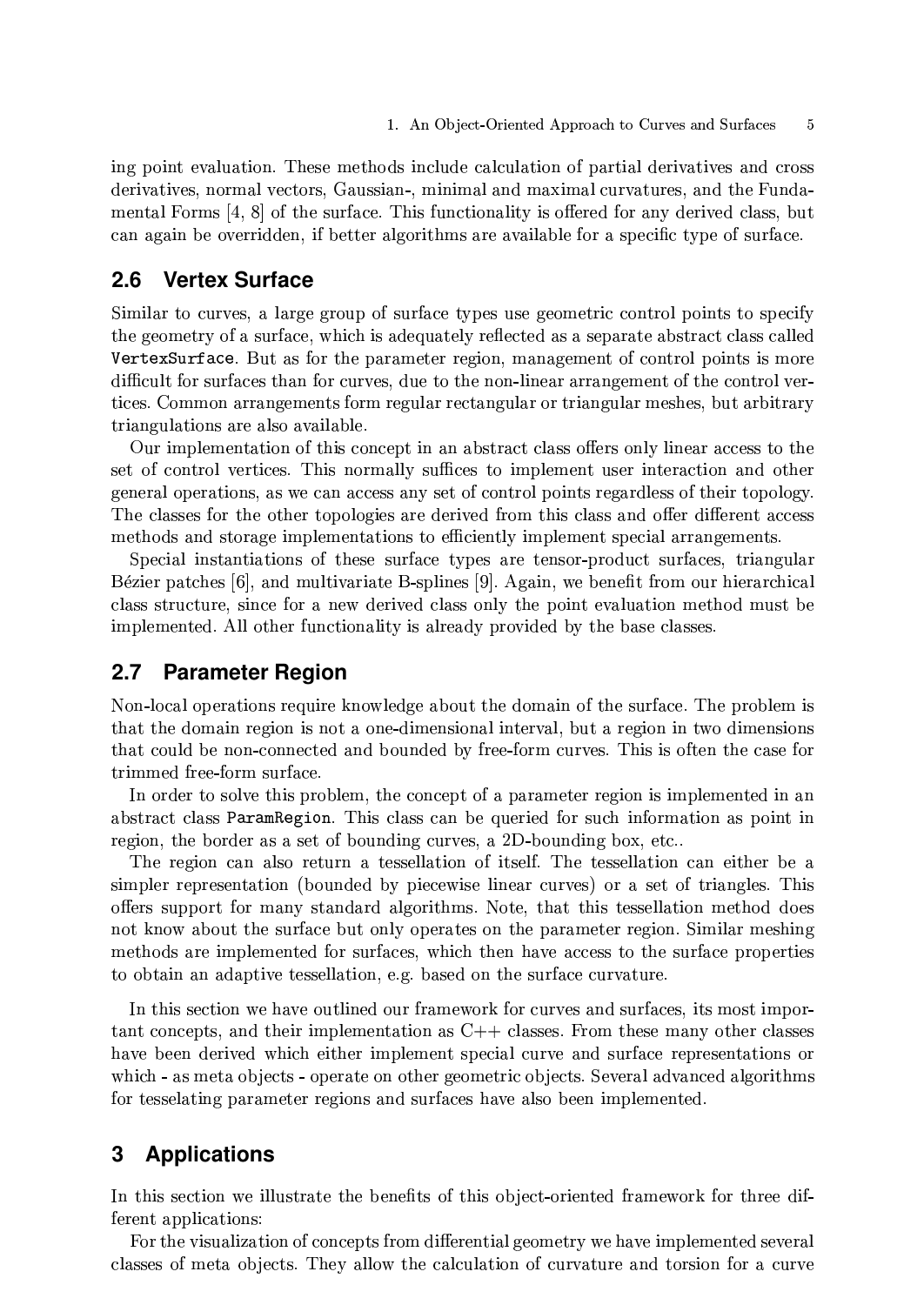ing point evaluation. These methods include calculation of partial derivatives and cross derivatives, normal vectors, Gaussian-, minimal and maximal curvatures, and the Fundamental Forms [4, 8] of the surface. This functionality is offered for any derived class, but can again be overridden, if better algorithms are available for a specific type of surface.

## 2.6 Vertex Surface

Similar to curves, a large group of surface types use geometric control points to specify the geometry of a surface, which is adequately reflected as a separate abstract class called `VertexSurface`. But as for the parameter region, management of control points is more difficult for surfaces than for curves, due to the non-linear arrangement of the control vertices. Common arrangements form regular rectangular or triangular meshes, but arbitrary triangulations are also available.

Our implementation of this concept in an abstract class offers only linear access to the set of control vertices. This normally suffices to implement user interaction and other general operations, as we can access any set of control points regardless of their topology. The classes for the other topologies are derived from this class and offer different access methods and storage implementations to efficiently implement special arrangements.

Special instantiations of these surface types are tensor-product surfaces, triangular Bézier patches [6], and multivariate B-splines [9]. Again, we benefit from our hierarchical class structure, since for a new derived class only the point evaluation method must be implemented. All other functionality is already provided by the base classes.

## 2.7 Parameter Region

Non-local operations require knowledge about the domain of the surface. The problem is that the domain region is not a one-dimensional interval, but a region in two dimensions that could be non-connected and bounded by free-form curves. This is often the case for trimmed free-form surface.

In order to solve this problem, the concept of a parameter region is implemented in an abstract class `ParamRegion`. This class can be queried for such information as point in region, the border as a set of bounding curves, a 2D-bounding box, etc..

The region can also return a tessellation of itself. The tessellation can either be a simpler representation (bounded by piecewise linear curves) or a set of triangles. This offers support for many standard algorithms. Note, that this tessellation method does not know about the surface but only operates on the parameter region. Similar meshing methods are implemented for surfaces, which then have access to the surface properties to obtain an adaptive tessellation, e.g. based on the surface curvature.

In this section we have outlined our framework for curves and surfaces, its most important concepts, and their implementation as C++ classes. From these many other classes have been derived which either implement special curve and surface representations or which - as meta objects - operate on other geometric objects. Several advanced algorithms for tesselating parameter regions and surfaces have also been implemented.

# 3 Applications

In this section we illustrate the benefits of this object-oriented framework for three different applications:

For the visualization of concepts from differential geometry we have implemented several classes of meta objects. They allow the calculation of curvature and torsion for a curve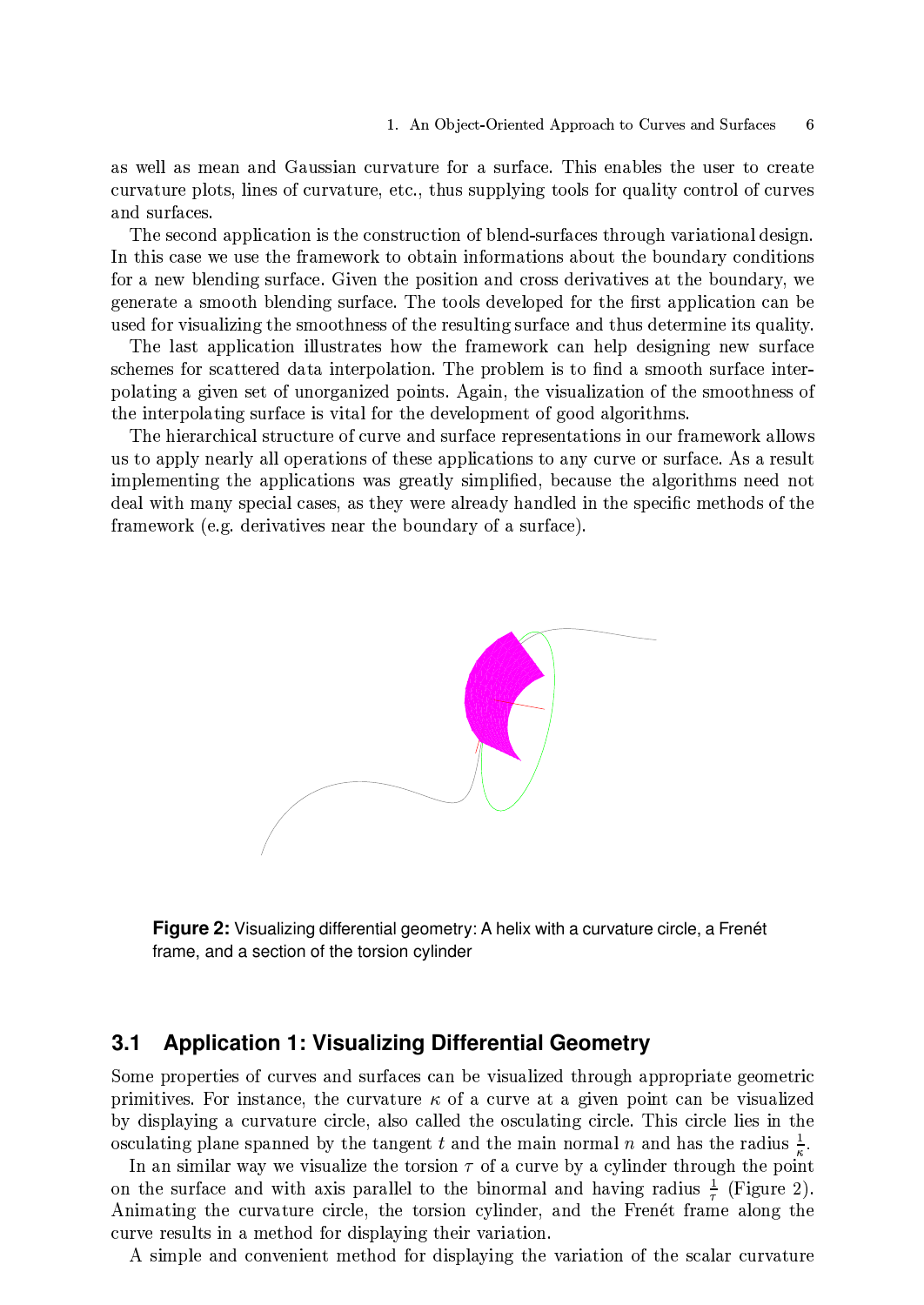as well as mean and Gaussian curvature for a surface. This enables the user to create curvature plots, lines of curvature, etc., thus supplying tools for quality control of curves and surfaces.

The second application is the construction of blend-surfaces through variational design. In this case we use the framework to obtain informations about the boundary conditions for a new blending surface. Given the position and cross derivatives at the boundary, we generate a smooth blending surface. The tools developed for the first application can be used for visualizing the smoothness of the resulting surface and thus determine its quality.

The last application illustrates how the framework can help designing new surface schemes for scattered data interpolation. The problem is to find a smooth surface interpolating a given set of unorganized points. Again, the visualization of the smoothness of the interpolating surface is vital for the development of good algorithms.

The hierarchical structure of curve and surface representations in our framework allows us to apply nearly all operations of these applications to any curve or surface. As a result implementing the applications was greatly simplified, because the algorithms need not deal with many special cases, as they were already handled in the specific methods of the framework (e.g. derivatives near the boundary of a surface).

**Figure 2:** Visualizing differential geometry: A helix with a curvature circle, a Frenét frame, and a section of the torsion cylinder

## 3.1 Application 1: Visualizing Differential Geometry

Some properties of curves and surfaces can be visualized through appropriate geometric primitives. For instance, the curvature $\kappa$ of a curve at a given point can be visualized by displaying a curvature circle, also called the osculating circle. This circle lies in the osculating plane spanned by the tangent $t$ and the main normal $n$ and has the radius $\frac{1}{\kappa}$.

In an similar way we visualize the torsion $\tau$ of a curve by a cylinder through the point on the surface and with axis parallel to the binormal and having radius $\frac{1}{\tau}$ (Figure 2). Animating the curvature circle, the torsion cylinder, and the Frenét frame along the curve results in a method for displaying their variation.

A simple and convenient method for displaying the variation of the scalar curvature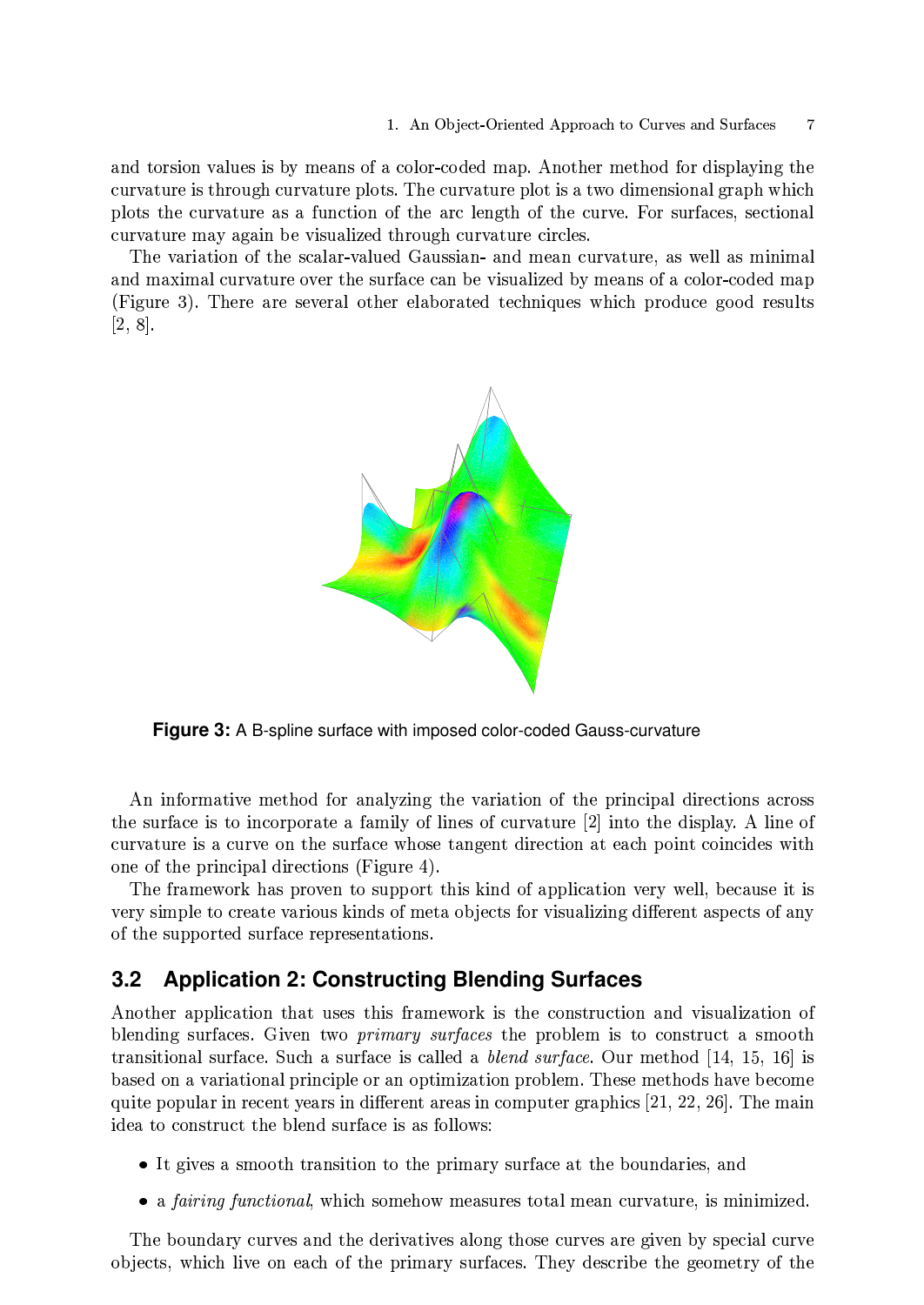and torsion values is by means of a color-coded map. Another method for displaying the curvature is through curvature plots. The curvature plot is a two dimensional graph which plots the curvature as a function of the arc length of the curve. For surfaces, sectional curvature may again be visualized through curvature circles.

The variation of the scalar-valued Gaussian- and mean curvature, as well as minimal and maximal curvature over the surface can be visualized by means of a color-coded map (Figure 3). There are several other elaborated techniques which produce good results [2, 8].

**Figure 3:** A B-spline surface with imposed color-coded Gauss-curvature

An informative method for analyzing the variation of the principal directions across the surface is to incorporate a family of lines of curvature [2] into the display. A line of curvature is a curve on the surface whose tangent direction at each point coincides with one of the principal directions (Figure 4).

The framework has proven to support this kind of application very well, because it is very simple to create various kinds of meta objects for visualizing different aspects of any of the supported surface representations.

## 3.2 Application 2: Constructing Blending Surfaces

Another application that uses this framework is the construction and visualization of blending surfaces. Given two *primary surfaces* the problem is to construct a smooth transitional surface. Such a surface is called a *blend surface*. Our method [14, 15, 16] is based on a variational principle or an optimization problem. These methods have become quite popular in recent years in different areas in computer graphics [21, 22, 26]. The main idea to construct the blend surface is as follows:

- It gives a smooth transition to the primary surface at the boundaries, and
- a *fairing functional*, which somehow measures total mean curvature, is minimized.

The boundary curves and the derivatives along those curves are given by special curve objects, which live on each of the primary surfaces. They describe the geometry of the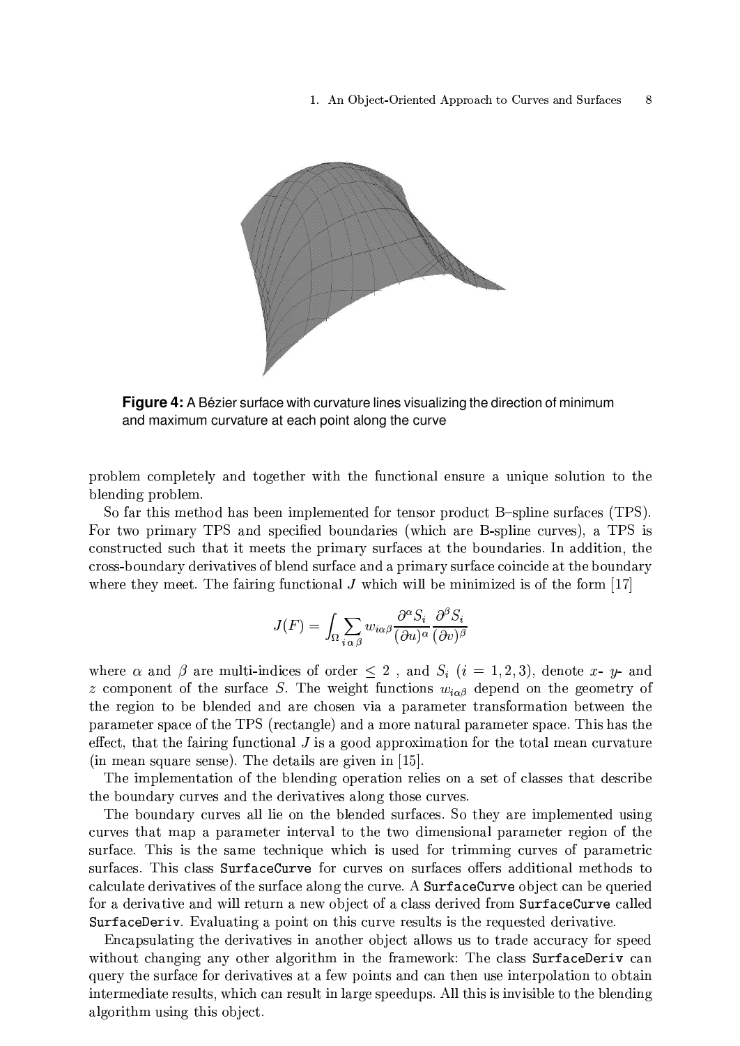**Figure 4:** A Bézier surface with curvature lines visualizing the direction of minimum and maximum curvature at each point along the curve

problem completely and together with the functional ensure a unique solution to the blending problem.

So far this method has been implemented for tensor product B–spline surfaces (TPS). For two primary TPS and specified boundaries (which are B-spline curves), a TPS is constructed such that it meets the primary surfaces at the boundaries. In addition, the cross-boundary derivatives of blend surface and a primary surface coincide at the boundary where they meet. The fairing functional $J$ which will be minimized is of the form [17]

$$J(F) = \int_{\Omega} \sum_{i\,\alpha\,\beta} w_{i\alpha\beta} \frac{\partial^{\alpha} S_i}{(\partial u)^{\alpha}} \frac{\partial^{\beta} S_i}{(\partial v)^{\beta}}$$

where $\alpha$ and $\beta$ are multi-indices of order $\leq 2$ , and $S_i$ $(i = 1, 2, 3)$, denote $x$- $y$- and $z$ component of the surface $S$. The weight functions $w_{i\alpha\beta}$ depend on the geometry of the region to be blended and are chosen via a parameter transformation between the parameter space of the TPS (rectangle) and a more natural parameter space. This has the effect, that the fairing functional $J$ is a good approximation for the total mean curvature (in mean square sense). The details are given in [15].

The implementation of the blending operation relies on a set of classes that describe the boundary curves and the derivatives along those curves.

The boundary curves all lie on the blended surfaces. So they are implemented using curves that map a parameter interval to the two dimensional parameter region of the surface. This is the same technique which is used for trimming curves of parametric surfaces. This class `SurfaceCurve` for curves on surfaces offers additional methods to calculate derivatives of the surface along the curve. A `SurfaceCurve` object can be queried for a derivative and will return a new object of a class derived from `SurfaceCurve` called `SurfaceDeriv`. Evaluating a point on this curve results is the requested derivative.

Encapsulating the derivatives in another object allows us to trade accuracy for speed without changing any other algorithm in the framework: The class `SurfaceDeriv` can query the surface for derivatives at a few points and can then use interpolation to obtain intermediate results, which can result in large speedups. All this is invisible to the blending algorithm using this object.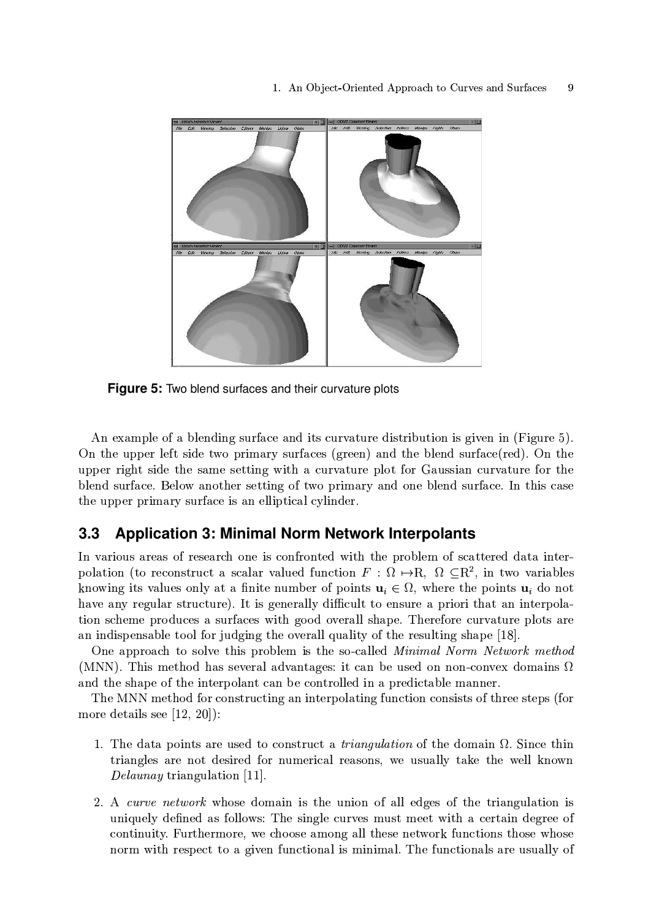**Figure 5:** Two blend surfaces and their curvature plots

An example of a blending surface and its curvature distribution is given in (Figure 5). On the upper left side two primary surfaces (green) and the blend surface(red). On the upper right side the same setting with a curvature plot for Gaussian curvature for the blend surface. Below another setting of two primary and one blend surface. In this case the upper primary surface is an elliptical cylinder.

## 3.3 Application 3: Minimal Norm Network Interpolants

In various areas of research one is confronted with the problem of scattered data interpolation (to reconstruct a scalar valued function $F : \Omega \mapsto \mathrm{R}$, $\Omega \subseteq \mathrm{R}^2$, in two variables knowing its values only at a finite number of points $\mathbf{u}_i \in \Omega$, where the points $\mathbf{u}_i$ do not have any regular structure). It is generally difficult to ensure a priori that an interpolation scheme produces a surfaces with good overall shape. Therefore curvature plots are an indispensable tool for judging the overall quality of the resulting shape [18].

One approach to solve this problem is the so-called *Minimal Norm Network method* (MNN). This method has several advantages: it can be used on non-convex domains $\Omega$ and the shape of the interpolant can be controlled in a predictable manner.

The MNN method for constructing an interpolating function consists of three steps (for more details see [12, 20]):

1. The data points are used to construct a *triangulation* of the domain $\Omega$. Since thin triangles are not desired for numerical reasons, we usually take the well known *Delaunay* triangulation [11].

2. A *curve network* whose domain is the union of all edges of the triangulation is uniquely defined as follows: The single curves must meet with a certain degree of continuity. Furthermore, we choose among all these network functions those whose norm with respect to a given functional is minimal. The functionals are usually of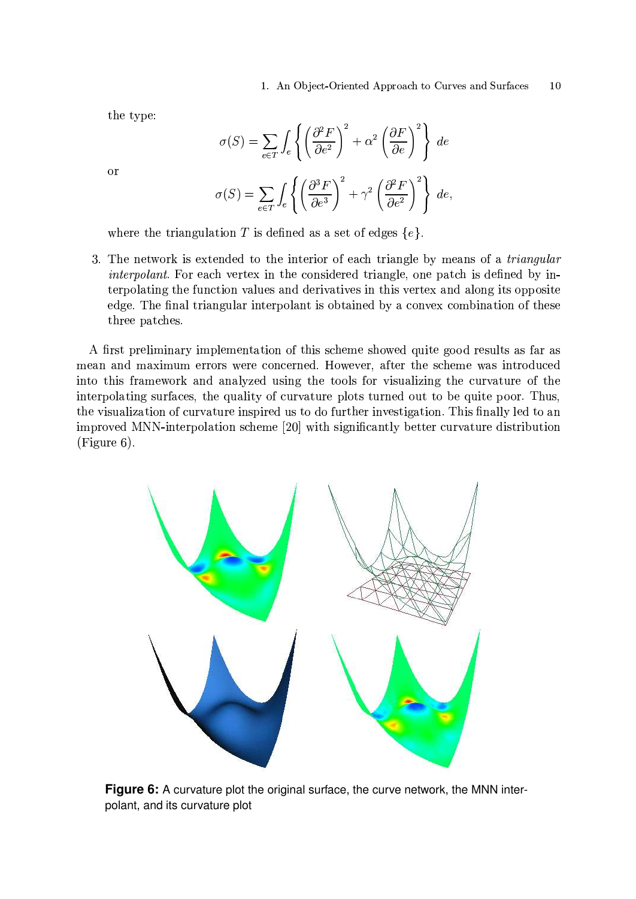the type:

$$\sigma(S) = \sum_{e \in T} \int_e \left\{ \left( \frac{\partial^2 F}{\partial e^2} \right)^2 + \alpha^2 \left( \frac{\partial F}{\partial e} \right)^2 \right\} \, de$$

or

$$\sigma(S) = \sum_{e \in T} \int_e \left\{ \left( \frac{\partial^3 F}{\partial e^3} \right)^2 + \gamma^2 \left( \frac{\partial^2 F}{\partial e^2} \right)^2 \right\} \, de,$$

where the triangulation $T$ is defined as a set of edges $\{e\}$.

3. The network is extended to the interior of each triangle by means of a *triangular interpolant*. For each vertex in the considered triangle, one patch is defined by interpolating the function values and derivatives in this vertex and along its opposite edge. The final triangular interpolant is obtained by a convex combination of these three patches.

A first preliminary implementation of this scheme showed quite good results as far as mean and maximum errors were concerned. However, after the scheme was introduced into this framework and analyzed using the tools for visualizing the curvature of the interpolating surfaces, the quality of curvature plots turned out to be quite poor. Thus, the visualization of curvature inspired us to do further investigation. This finally led to an improved MNN-interpolation scheme [20] with significantly better curvature distribution (Figure 6).

**Figure 6:** A curvature plot the original surface, the curve network, the MNN interpolant, and its curvature plot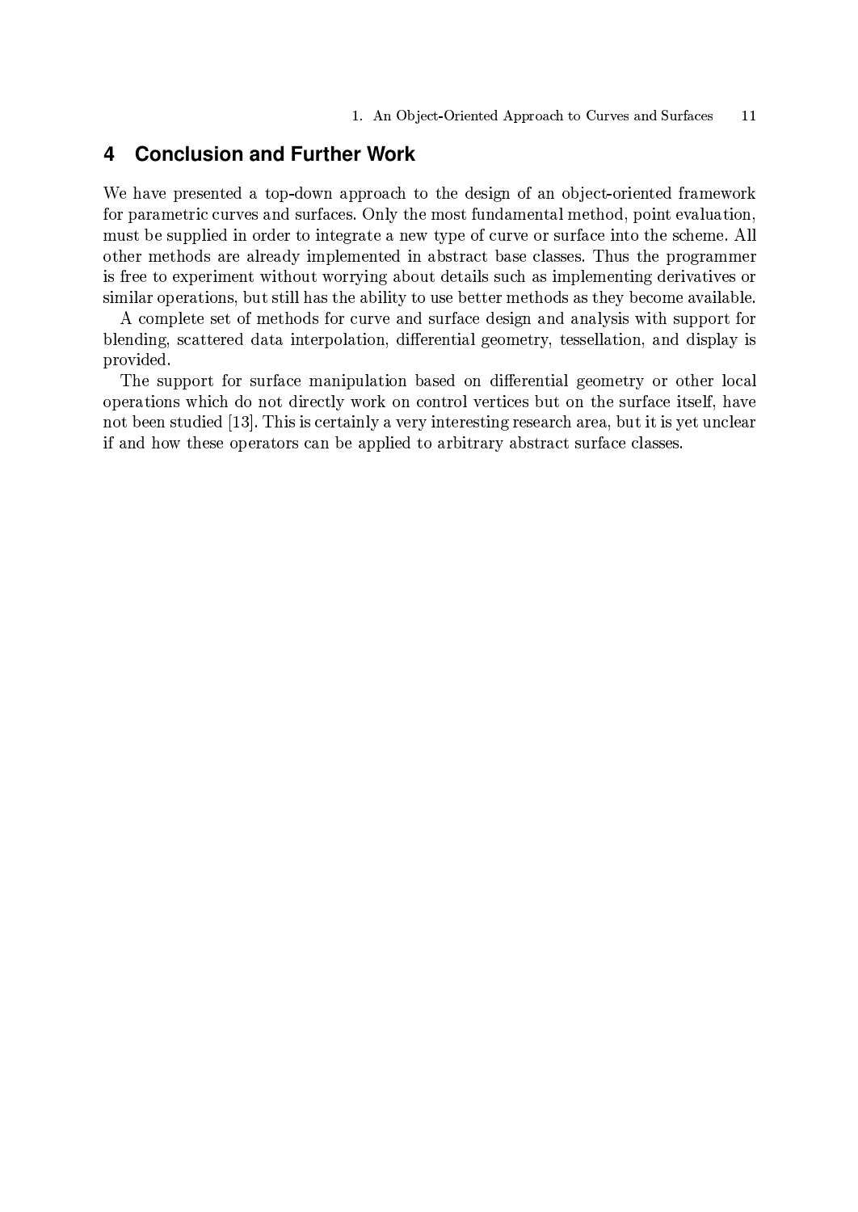## 4 Conclusion and Further Work

We have presented a top-down approach to the design of an object-oriented framework for parametric curves and surfaces. Only the most fundamental method, point evaluation, must be supplied in order to integrate a new type of curve or surface into the scheme. All other methods are already implemented in abstract base classes. Thus the programmer is free to experiment without worrying about details such as implementing derivatives or similar operations, but still has the ability to use better methods as they become available.

A complete set of methods for curve and surface design and analysis with support for blending, scattered data interpolation, differential geometry, tessellation, and display is provided.

The support for surface manipulation based on differential geometry or other local operations which do not directly work on control vertices but on the surface itself, have not been studied [13]. This is certainly a very interesting research area, but it is yet unclear if and how these operators can be applied to arbitrary abstract surface classes.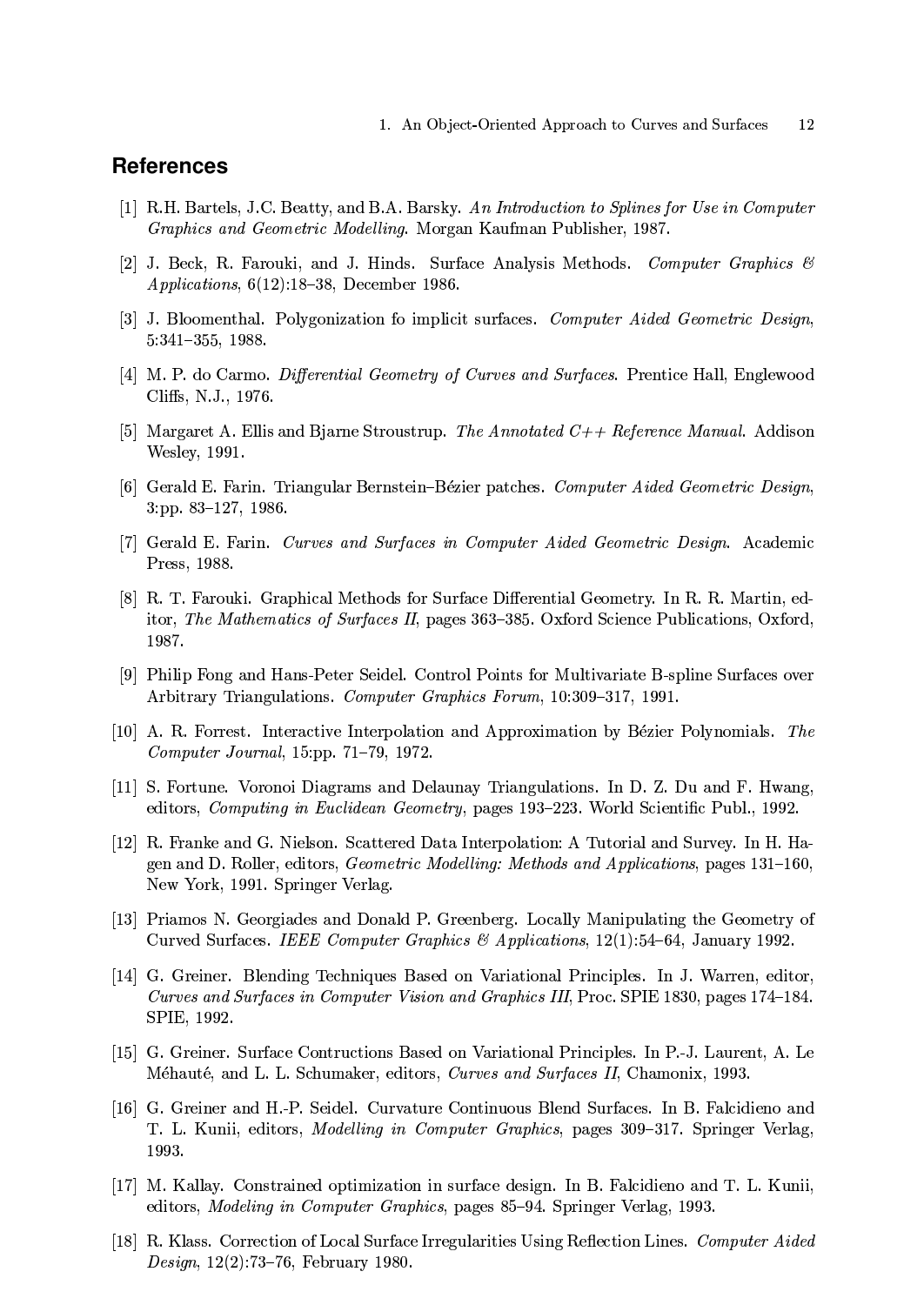## References

[1] R.H. Bartels, J.C. Beatty, and B.A. Barsky. *An Introduction to Splines for Use in Computer Graphics and Geometric Modelling*. Morgan Kaufman Publisher, 1987.

[2] J. Beck, R. Farouki, and J. Hinds. Surface Analysis Methods. *Computer Graphics & Applications*, 6(12):18–38, December 1986.

[3] J. Bloomenthal. Polygonization fo implicit surfaces. *Computer Aided Geometric Design*, 5:341–355, 1988.

[4] M. P. do Carmo. *Differential Geometry of Curves and Surfaces*. Prentice Hall, Englewood Cliffs, N.J., 1976.

[5] Margaret A. Ellis and Bjarne Stroustrup. *The Annotated C++ Reference Manual*. Addison Wesley, 1991.

[6] Gerald E. Farin. Triangular Bernstein–Bézier patches. *Computer Aided Geometric Design*, 3:pp. 83–127, 1986.

[7] Gerald E. Farin. *Curves and Surfaces in Computer Aided Geometric Design*. Academic Press, 1988.

[8] R. T. Farouki. Graphical Methods for Surface Differential Geometry. In R. R. Martin, editor, *The Mathematics of Surfaces II*, pages 363–385. Oxford Science Publications, Oxford, 1987.

[9] Philip Fong and Hans-Peter Seidel. Control Points for Multivariate B-spline Surfaces over Arbitrary Triangulations. *Computer Graphics Forum*, 10:309–317, 1991.

[10] A. R. Forrest. Interactive Interpolation and Approximation by Bézier Polynomials. *The Computer Journal*, 15:pp. 71–79, 1972.

[11] S. Fortune. Voronoi Diagrams and Delaunay Triangulations. In D. Z. Du and F. Hwang, editors, *Computing in Euclidean Geometry*, pages 193–223. World Scientific Publ., 1992.

[12] R. Franke and G. Nielson. Scattered Data Interpolation: A Tutorial and Survey. In H. Hagen and D. Roller, editors, *Geometric Modelling: Methods and Applications*, pages 131–160, New York, 1991. Springer Verlag.

[13] Priamos N. Georgiades and Donald P. Greenberg. Locally Manipulating the Geometry of Curved Surfaces. *IEEE Computer Graphics & Applications*, 12(1):54–64, January 1992.

[14] G. Greiner. Blending Techniques Based on Variational Principles. In J. Warren, editor, *Curves and Surfaces in Computer Vision and Graphics III*, Proc. SPIE 1830, pages 174–184. SPIE, 1992.

[15] G. Greiner. Surface Contructions Based on Variational Principles. In P.-J. Laurent, A. Le Méhauté, and L. L. Schumaker, editors, *Curves and Surfaces II*, Chamonix, 1993.

[16] G. Greiner and H.-P. Seidel. Curvature Continuous Blend Surfaces. In B. Falcidieno and T. L. Kunii, editors, *Modelling in Computer Graphics*, pages 309–317. Springer Verlag, 1993.

[17] M. Kallay. Constrained optimization in surface design. In B. Falcidieno and T. L. Kunii, editors, *Modeling in Computer Graphics*, pages 85–94. Springer Verlag, 1993.

[18] R. Klass. Correction of Local Surface Irregularities Using Reflection Lines. *Computer Aided Design*, 12(2):73–76, February 1980.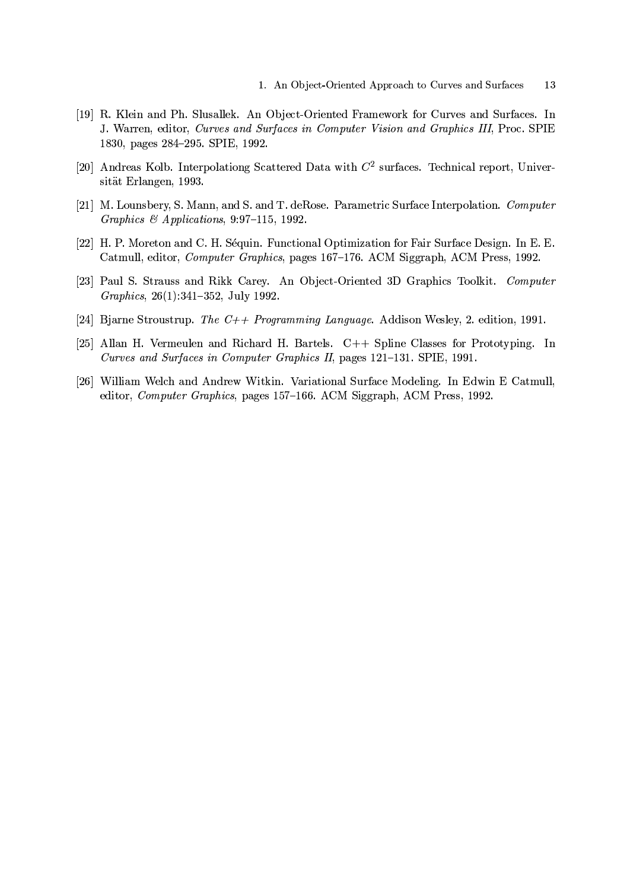[19] R. Klein and Ph. Slusallek. An Object-Oriented Framework for Curves and Surfaces. In J. Warren, editor, *Curves and Surfaces in Computer Vision and Graphics III*, Proc. SPIE 1830, pages 284–295. SPIE, 1992.

[20] Andreas Kolb. Interpolationg Scattered Data with $C^2$ surfaces. Technical report, Universität Erlangen, 1993.

[21] M. Lounsbery, S. Mann, and S. and T. deRose. Parametric Surface Interpolation. *Computer Graphics & Applications*, 9:97–115, 1992.

[22] H. P. Moreton and C. H. Séquin. Functional Optimization for Fair Surface Design. In E. E. Catmull, editor, *Computer Graphics*, pages 167–176. ACM Siggraph, ACM Press, 1992.

[23] Paul S. Strauss and Rikk Carey. An Object-Oriented 3D Graphics Toolkit. *Computer Graphics*, 26(1):341–352, July 1992.

[24] Bjarne Stroustrup. *The C++ Programming Language*. Addison Wesley, 2. edition, 1991.

[25] Allan H. Vermeulen and Richard H. Bartels. C++ Spline Classes for Prototyping. In *Curves and Surfaces in Computer Graphics II*, pages 121–131. SPIE, 1991.

[26] William Welch and Andrew Witkin. Variational Surface Modeling. In Edwin E Catmull, editor, *Computer Graphics*, pages 157–166. ACM Siggraph, ACM Press, 1992.